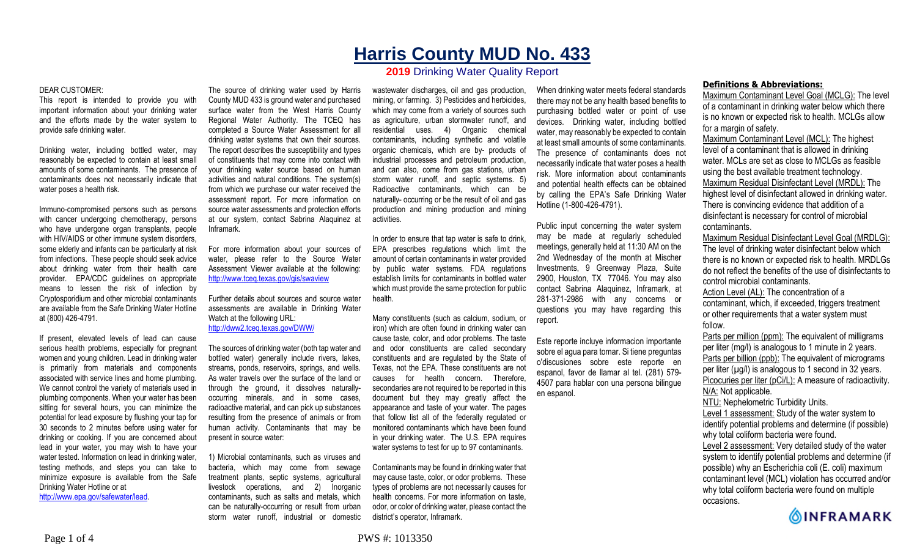# Harris County MUD No. 433

## 2019 Drinking Water Quality Report

DEAR CUSTOMER:

This report is intended to provide you with important information about your drinking water and the efforts made by the water system to provide safe drinking water.

Drinking water, including bottled water, may reasonably be expected to contain at least small amounts of some contaminants. The presence of contaminants does not necessarily indicate that water poses a health risk.

Immuno-compromised persons such as persons with cancer undergoing chemotherapy, persons who have undergone organ transplants, people with HIV/AIDS or other immune system disorders, some elderly and infants can be particularly at risk from infections. These people should seek advice about drinking water from their health care provider. EPA/CDC guidelines on appropriate means to lessen the risk of infection by Cryptosporidium and other microbial contaminants are available from the Safe Drinking Water Hotline at (800) 426-4791.

If present, elevated levels of lead can cause serious health problems, especially for pregnant women and young children. Lead in drinking water is primarily from materials and components associated with service lines and home plumbing. We cannot control the variety of materials used in plumbing components. When your water has been sitting for several hours, you can minimize the potential for lead exposure by flushing your tap for 30 seconds to 2 minutes before using water for drinking or cooking. If you are concerned about lead in your water, you may wish to have your water tested. Information on lead in drinking water, testing methods, and steps you can take to minimize exposure is available from the Safe Drinking Water Hotline or at http://www.epa.gov/safewater/lead.

The source of drinking water used by Harris County MUD 433 is ground water and purchased surface water from the West Harris County Regional Water Authority. The TCEQ has completed a Source Water Assessment for all drinking water systems that own their sources. The report describes the susceptibility and types of constituents that may come into contact with your drinking water source based on human activities and natural conditions. The system(s) from which we purchase our water received the assessment report. For more information on source water assessments and protection efforts at our system, contact Sabrina Alaquinez at Inframark.

For more information about your sources of water, please refer to the Source Water Assessment Viewer available at the following: http://www.tceq.texas.gov/gis/swaview

Further details about sources and source water assessments are available in Drinking Water Watch at the following URL: http://dww2.tceq.texas.gov/DWW/

The sources of drinking water (both tap water and bottled water) generally include rivers, lakes, streams, ponds, reservoirs, springs, and wells. As water travels over the surface of the land or through the ground, it dissolves naturally-occurring minerals, and in some cases, radioactive material, and can pick up substances resulting from the presence of animals or from human activity. Contaminants that may be present in source water:

1) Microbial contaminants, such as viruses and bacteria, which may come from sewage treatment plants, septic systems, agricultural livestock operations, and 2) Inorganic contaminants, such as salts and metals, which can be naturally-occurring or result from urban storm water runoff, industrial or domestic wastewater discharges, oil and gas production, mining, or farming. 3) Pesticides and herbicides, which may come from a variety of sources such as agriculture, urban stormwater runoff, and residential uses. 4) Organic chemical contaminants, including synthetic and volatile organic chemicals, which are by- products of industrial processes and petroleum production, and can also, come from gas stations, urban storm water runoff, and septic systems. 5) Radioactive contaminants, which can be naturally- occurring or be the result of oil and gas production and mining production and mining activities.

In order to ensure that tap water is safe to drink, EPA prescribes regulations which limit the amount of certain contaminants in water provided by public water systems. FDA regulations establish limits for contaminants in bottled water which must provide the same protection for public health.

Many constituents (such as calcium, sodium, or iron) which are often found in drinking water can cause taste, color, and odor problems. The taste and odor constituents are called secondary constituents and are regulated by the State of Texas, not the EPA. These constituents are not causes for health concern. Therefore, secondaries are not required to be reported in this document but they may greatly affect the appearance and taste of your water. The pages that follow list all of the federally regulated or monitored contaminants which have been found in your drinking water. The U.S. EPA requires water systems to test for up to 97 contaminants.

Contaminants may be found in drinking water that may cause taste, color, or odor problems. These types of problems are not necessarily causes for health concerns. For more information on taste, odor, or color of drinking water, please contact the district's operator, Inframark.

When drinking water meets federal standards there may not be any health based benefits to purchasing bottled water or point of use devices. Drinking water, including bottled water, may reasonably be expected to contain at least small amounts of some contaminants. The presence of contaminants does not necessarily indicate that water poses a health risk. More information about contaminants and potential health effects can be obtained by calling the EPA's Safe Drinking Water Hotline (1-800-426-4791).

Public input concerning the water system may be made at regularly scheduled meetings, generally held at 11:30 AM on the 2nd Wednesday of the month at Mischer Investments, 9 Greenway Plaza, Suite 2900, Houston, TX 77046. You may also contact Sabrina Alaquinez, Inframark, at 281-371-2986 with any concerns or questions you may have regarding this report.

Este reporte incluye informacion importante sobre el agua para tomar. Si tiene preguntas o'discusiones sobre este reporte en espanol, favor de llamar al tel. (281) 579-4507 para hablar con una persona bilingue en espanol.

### Definitions & Abbreviations:

Maximum Contaminant Level Goal (MCLG): The level of a contaminant in drinking water below which there is no known or expected risk to health. MCLGs allow for a margin of safety.

Maximum Contaminant Level (MCL): The highest level of a contaminant that is allowed in drinking water. MCLs are set as close to MCLGs as feasible using the best available treatment technology.

Maximum Residual Disinfectant Level (MRDL): The highest level of disinfectant allowed in drinking water. There is convincing evidence that addition of a disinfectant is necessary for control of microbial contaminants.

Maximum Residual Disinfectant Level Goal (MRDLG): The level of drinking water disinfectant below which there is no known or expected risk to health. MRDLGs do not reflect the benefits of the use of disinfectants to control microbial contaminants.

Action Level (AL): The concentration of a contaminant, which, if exceeded, triggers treatment or other requirements that a water system must follow.

Parts per million (ppm): The equivalent of milligrams per liter (mg/l) is analogous to 1 minute in 2 years.

Parts per billion (ppb): The equivalent of micrograms per liter (µg/l) is analogous to 1 second in 32 years.

Picocuries per liter (pCi/L): A measure of radioactivity.

N/A: Not applicable.

NTU: Nephelometric Turbidity Units.

Level 1 assessment: Study of the water system to identify potential problems and determine (if possible) why total coliform bacteria were found.

Level 2 assessment: Very detailed study of the water system to identify potential problems and determine (if possible) why an Escherichia coli (E. coli) maximum contaminant level (MCL) violation has occurred and/or why total coliform bacteria were found on multiple occasions.

INFRAMARK

PWS #: 1013350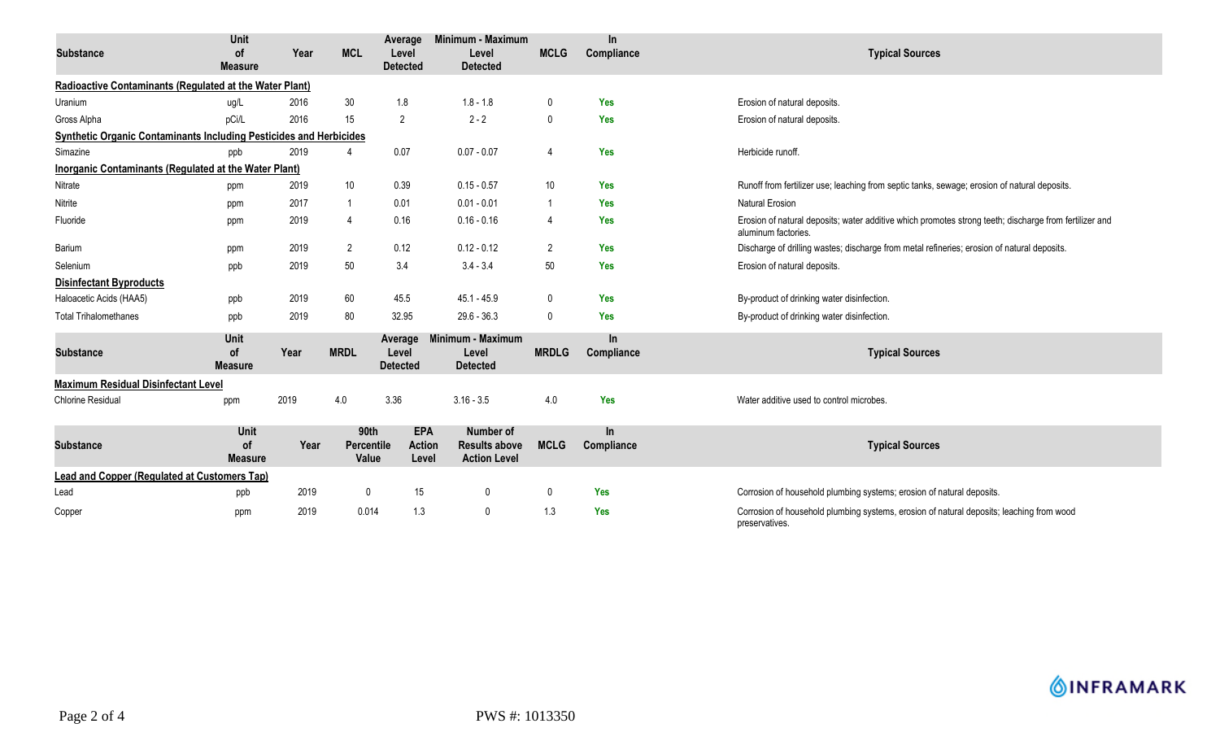| Substance | Unit of Measure | Year | MCL | Average Level Detected | Minimum - Maximum Level Detected | MCLG | In Compliance | Typical Sources |
|---|---|---|---|---|---|---|---|---|
| **Radioactive Contaminants (Regulated at the Water Plant)** | | | | | | | | |
| Uranium | ug/L | 2016 | 30 | 1.8 | 1.8 - 1.8 | 0 | Yes | Erosion of natural deposits. |
| Gross Alpha | pCi/L | 2016 | 15 | 2 | 2 - 2 | 0 | Yes | Erosion of natural deposits. |
| **Synthetic Organic Contaminants Including Pesticides and Herbicides** | | | | | | | | |
| Simazine | ppb | 2019 | 4 | 0.07 | 0.07 - 0.07 | 4 | Yes | Herbicide runoff. |
| **Inorganic Contaminants (Regulated at the Water Plant)** | | | | | | | | |
| Nitrate | ppm | 2019 | 10 | 0.39 | 0.15 - 0.57 | 10 | Yes | Runoff from fertilizer use; leaching from septic tanks, sewage; erosion of natural deposits. |
| Nitrite | ppm | 2017 | 1 | 0.01 | 0.01 - 0.01 | 1 | Yes | Natural Erosion |
| Fluoride | ppm | 2019 | 4 | 0.16 | 0.16 - 0.16 | 4 | Yes | Erosion of natural deposits; water additive which promotes strong teeth; discharge from fertilizer and aluminum factories. |
| Barium | ppm | 2019 | 2 | 0.12 | 0.12 - 0.12 | 2 | Yes | Discharge of drilling wastes; discharge from metal refineries; erosion of natural deposits. |
| Selenium | ppb | 2019 | 50 | 3.4 | 3.4 - 3.4 | 50 | Yes | Erosion of natural deposits. |
| **Disinfectant Byproducts** | | | | | | | | |
| Haloacetic Acids (HAA5) | ppb | 2019 | 60 | 45.5 | 45.1 - 45.9 | 0 | Yes | By-product of drinking water disinfection. |
| Total Trihalomethanes | ppb | 2019 | 80 | 32.95 | 29.6 - 36.3 | 0 | Yes | By-product of drinking water disinfection. |

| Substance | Unit of Measure | Year | MRDL | Average Level Detected | Minimum - Maximum Level Detected | MRDLG | In Compliance | Typical Sources |
|---|---|---|---|---|---|---|---|---|
| **Maximum Residual Disinfectant Level** | | | | | | | | |
| Chlorine Residual | ppm | 2019 | 4.0 | 3.36 | 3.16 - 3.5 | 4.0 | Yes | Water additive used to control microbes. |

| Substance | Unit of Measure | Year | 90th Percentile Value | EPA Action Level | Number of Results above Action Level | MCLG | In Compliance | Typical Sources |
|---|---|---|---|---|---|---|---|---|
| **Lead and Copper (Regulated at Customers Tap)** | | | | | | | | |
| Lead | ppb | 2019 | 0 | 15 | 0 | 0 | Yes | Corrosion of household plumbing systems; erosion of natural deposits. |
| Copper | ppm | 2019 | 0.014 | 1.3 | 0 | 1.3 | Yes | Corrosion of household plumbing systems, erosion of natural deposits; leaching from wood preservatives. |

INFRAMARK

PWS #: 1013350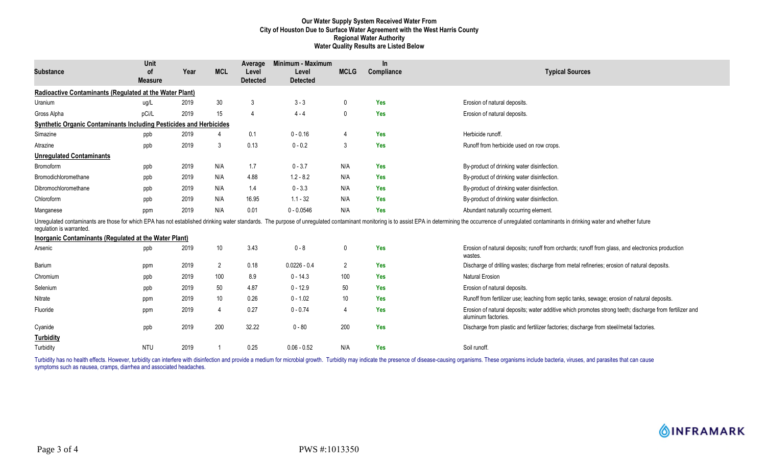**Our Water Supply System Received Water From City of Houston Due to Surface Water Agreement with the West Harris County Regional Water Authority Water Quality Results are Listed Below**

| Substance | Unit of Measure | Year | MCL | Average Level Detected | Minimum - Maximum Level Detected | MCLG | In Compliance | Typical Sources |
|---|---|---|---|---|---|---|---|---|
| **Radioactive Contaminants (Regulated at the Water Plant)** | | | | | | | | |
| Uranium | ug/L | 2019 | 30 | 3 | 3 - 3 | 0 | Yes | Erosion of natural deposits. |
| Gross Alpha | pCi/L | 2019 | 15 | 4 | 4 - 4 | 0 | Yes | Erosion of natural deposits. |
| **Synthetic Organic Contaminants Including Pesticides and Herbicides** | | | | | | | | |
| Simazine | ppb | 2019 | 4 | 0.1 | 0 - 0.16 | 4 | Yes | Herbicide runoff. |
| Atrazine | ppb | 2019 | 3 | 0.13 | 0 - 0.2 | 3 | Yes | Runoff from herbicide used on row crops. |
| **Unregulated Contaminants** | | | | | | | | |
| Bromoform | ppb | 2019 | N/A | 1.7 | 0 - 3.7 | N/A | Yes | By-product of drinking water disinfection. |
| Bromodichloromethane | ppb | 2019 | N/A | 4.88 | 1.2 - 8.2 | N/A | Yes | By-product of drinking water disinfection. |
| Dibromochloromethane | ppb | 2019 | N/A | 1.4 | 0 - 3.3 | N/A | Yes | By-product of drinking water disinfection. |
| Chloroform | ppb | 2019 | N/A | 16.95 | 1.1 - 32 | N/A | Yes | By-product of drinking water disinfection. |
| Manganese | ppm | 2019 | N/A | 0.01 | 0 - 0.0546 | N/A | Yes | Abundant naturally occurring element. |

Unregulated contaminants are those for which EPA has not established drinking water standards. The purpose of unregulated contaminant monitoring is to assist EPA in determining the occurrence of unregulated contaminants in drinking water and whether future regulation is warranted.

| Substance | Unit of Measure | Year | MCL | Average Level Detected | Minimum - Maximum Level Detected | MCLG | In Compliance | Typical Sources |
|---|---|---|---|---|---|---|---|---|
| **Inorganic Contaminants (Regulated at the Water Plant)** | | | | | | | | |
| Arsenic | ppb | 2019 | 10 | 3.43 | 0 - 8 | 0 | Yes | Erosion of natural deposits; runoff from orchards; runoff from glass, and electronics production wastes. |
| Barium | ppm | 2019 | 2 | 0.18 | 0.0226 - 0.4 | 2 | Yes | Discharge of drilling wastes; discharge from metal refineries; erosion of natural deposits. |
| Chromium | ppb | 2019 | 100 | 8.9 | 0 - 14.3 | 100 | Yes | Natural Erosion |
| Selenium | ppb | 2019 | 50 | 4.87 | 0 - 12.9 | 50 | Yes | Erosion of natural deposits. |
| Nitrate | ppm | 2019 | 10 | 0.26 | 0 - 1.02 | 10 | Yes | Runoff from fertilizer use; leaching from septic tanks, sewage; erosion of natural deposits. |
| Fluoride | ppm | 2019 | 4 | 0.27 | 0 - 0.74 | 4 | Yes | Erosion of natural deposits; water additive which promotes strong teeth; discharge from fertilizer and aluminum factories. |
| Cyanide | ppb | 2019 | 200 | 32.22 | 0 - 80 | 200 | Yes | Discharge from plastic and fertilizer factories; discharge from steel/metal factories. |
| **Turbidity** | | | | | | | | |
| Turbidity | NTU | 2019 | 1 | 0.25 | 0.06 - 0.52 | N/A | Yes | Soil runoff. |

Turbidity has no health effects. However, turbidity can interfere with disinfection and provide a medium for microbial growth. Turbidity may indicate the presence of disease-causing organisms. These organisms include bacteria, viruses, and parasites that can cause symptoms such as nausea, cramps, diarrhea and associated headaches.

INFRAMARK

PWS #:1013350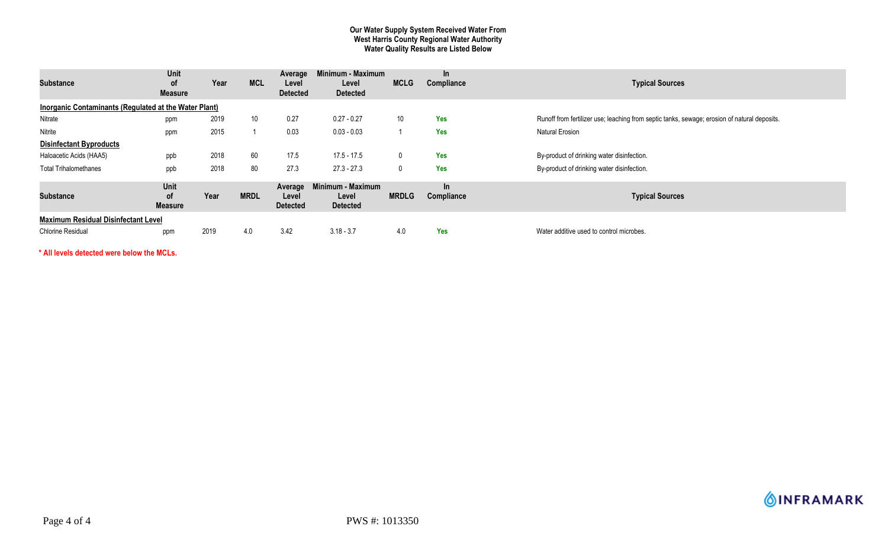**Our Water Supply System Received Water From**
**West Harris County Regional Water Authority**
**Water Quality Results are Listed Below**

| Substance | Unit of Measure | Year | MCL | Average Level Detected | Minimum - Maximum Level Detected | MCLG | In Compliance | Typical Sources |
|---|---|---|---|---|---|---|---|---|
| **Inorganic Contaminants (Regulated at the Water Plant)** | | | | | | | | |
| Nitrate | ppm | 2019 | 10 | 0.27 | 0.27 - 0.27 | 10 | Yes | Runoff from fertilizer use; leaching from septic tanks, sewage; erosion of natural deposits. |
| Nitrite | ppm | 2015 | 1 | 0.03 | 0.03 - 0.03 | 1 | Yes | Natural Erosion |
| **Disinfectant Byproducts** | | | | | | | | |
| Haloacetic Acids (HAA5) | ppb | 2018 | 60 | 17.5 | 17.5 - 17.5 | 0 | Yes | By-product of drinking water disinfection. |
| Total Trihalomethanes | ppb | 2018 | 80 | 27.3 | 27.3 - 27.3 | 0 | Yes | By-product of drinking water disinfection. |

| Substance | Unit of Measure | Year | MRDL | Average Level Detected | Minimum - Maximum Level Detected | MRDLG | In Compliance | Typical Sources |
|---|---|---|---|---|---|---|---|---|
| **Maximum Residual Disinfectant Level** | | | | | | | | |
| Chlorine Residual | ppm | 2019 | 4.0 | 3.42 | 3.18 - 3.7 | 4.0 | Yes | Water additive used to control microbes. |

**\* All levels detected were below the MCLs.**

INFRAMARK

PWS #: 1013350